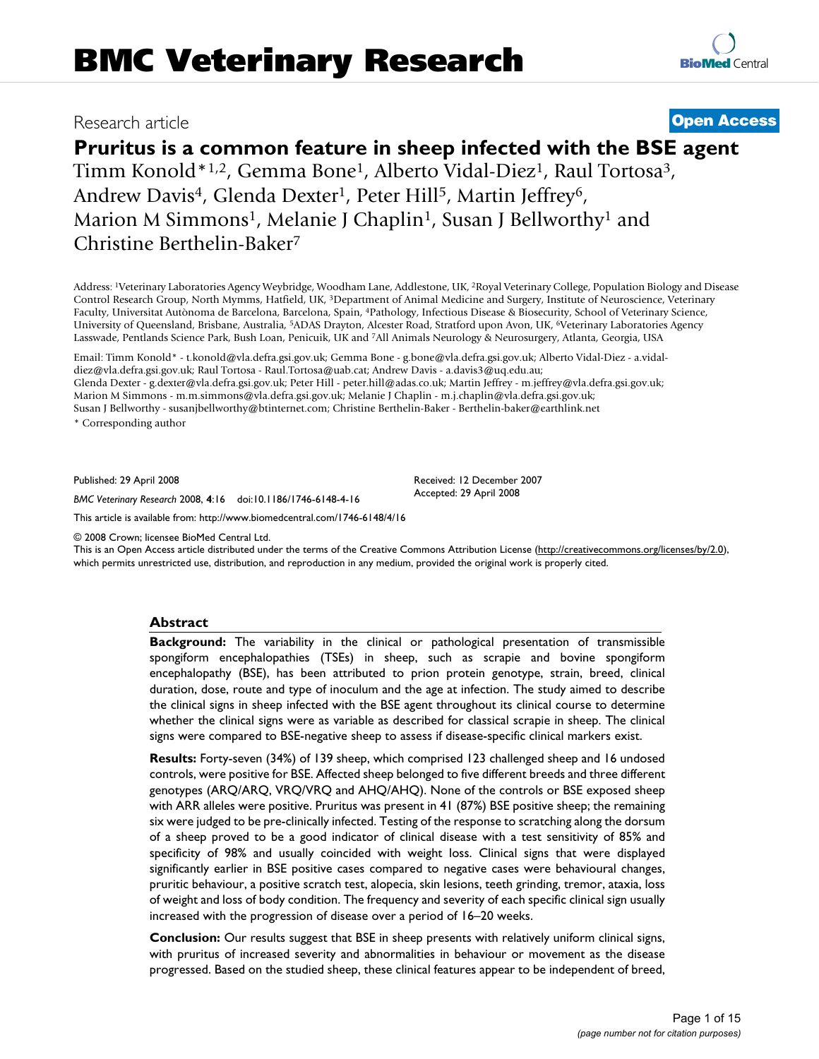# BMC Veterinary Research

Research article

**Open Access**

## Pruritus is a common feature in sheep infected with the BSE agent

Timm Konold*[1,2], Gemma Bone[1], Alberto Vidal-Diez[1], Raul Tortosa[3], Andrew Davis[4], Glenda Dexter[1], Peter Hill[5], Martin Jeffrey[6], Marion M Simmons[1], Melanie J Chaplin[1], Susan J Bellworthy[1] and Christine Berthelin-Baker[7]

Address: [1]Veterinary Laboratories Agency Weybridge, Woodham Lane, Addlestone, UK, [2]Royal Veterinary College, Population Biology and Disease Control Research Group, North Mymms, Hatfield, UK, [3]Department of Animal Medicine and Surgery, Institute of Neuroscience, Veterinary Faculty, Universitat Autònoma de Barcelona, Barcelona, Spain, [4]Pathology, Infectious Disease & Biosecurity, School of Veterinary Science, University of Queensland, Brisbane, Australia, [5]ADAS Drayton, Alcester Road, Stratford upon Avon, UK, [6]Veterinary Laboratories Agency Lasswade, Pentlands Science Park, Bush Loan, Penicuik, UK and [7]All Animals Neurology & Neurosurgery, Atlanta, Georgia, USA

Email: Timm Konold* - t.konold@vla.defra.gsi.gov.uk; Gemma Bone - g.bone@vla.defra.gsi.gov.uk; Alberto Vidal-Diez - a.vidal-diez@vla.defra.gsi.gov.uk; Raul Tortosa - Raul.Tortosa@uab.cat; Andrew Davis - a.davis3@uq.edu.au; Glenda Dexter - g.dexter@vla.defra.gsi.gov.uk; Peter Hill - peter.hill@adas.co.uk; Martin Jeffrey - m.jeffrey@vla.defra.gsi.gov.uk; Marion M Simmons - m.m.simmons@vla.defra.gsi.gov.uk; Melanie J Chaplin - m.j.chaplin@vla.defra.gsi.gov.uk; Susan J Bellworthy - susanjbellworthy@btinternet.com; Christine Berthelin-Baker - Berthelin-baker@earthlink.net

\* Corresponding author

Published: 29 April 2008

*BMC Veterinary Research* 2008, **4**:16 doi:10.1186/1746-6148-4-16

Received: 12 December 2007
Accepted: 29 April 2008

This article is available from: http://www.biomedcentral.com/1746-6148/4/16

© 2008 Crown; licensee BioMed Central Ltd.
This is an Open Access article distributed under the terms of the Creative Commons Attribution License (http://creativecommons.org/licenses/by/2.0), which permits unrestricted use, distribution, and reproduction in any medium, provided the original work is properly cited.

### Abstract

**Background:** The variability in the clinical or pathological presentation of transmissible spongiform encephalopathies (TSEs) in sheep, such as scrapie and bovine spongiform encephalopathy (BSE), has been attributed to prion protein genotype, strain, breed, clinical duration, dose, route and type of inoculum and the age at infection. The study aimed to describe the clinical signs in sheep infected with the BSE agent throughout its clinical course to determine whether the clinical signs were as variable as described for classical scrapie in sheep. The clinical signs were compared to BSE-negative sheep to assess if disease-specific clinical markers exist.

**Results:** Forty-seven (34%) of 139 sheep, which comprised 123 challenged sheep and 16 undosed controls, were positive for BSE. Affected sheep belonged to five different breeds and three different genotypes (ARQ/ARQ, VRQ/VRQ and AHQ/AHQ). None of the controls or BSE exposed sheep with ARR alleles were positive. Pruritus was present in 41 (87%) BSE positive sheep; the remaining six were judged to be pre-clinically infected. Testing of the response to scratching along the dorsum of a sheep proved to be a good indicator of clinical disease with a test sensitivity of 85% and specificity of 98% and usually coincided with weight loss. Clinical signs that were displayed significantly earlier in BSE positive cases compared to negative cases were behavioural changes, pruritic behaviour, a positive scratch test, alopecia, skin lesions, teeth grinding, tremor, ataxia, loss of weight and loss of body condition. The frequency and severity of each specific clinical sign usually increased with the progression of disease over a period of 16–20 weeks.

**Conclusion:** Our results suggest that BSE in sheep presents with relatively uniform clinical signs, with pruritus of increased severity and abnormalities in behaviour or movement as the disease progressed. Based on the studied sheep, these clinical features appear to be independent of breed,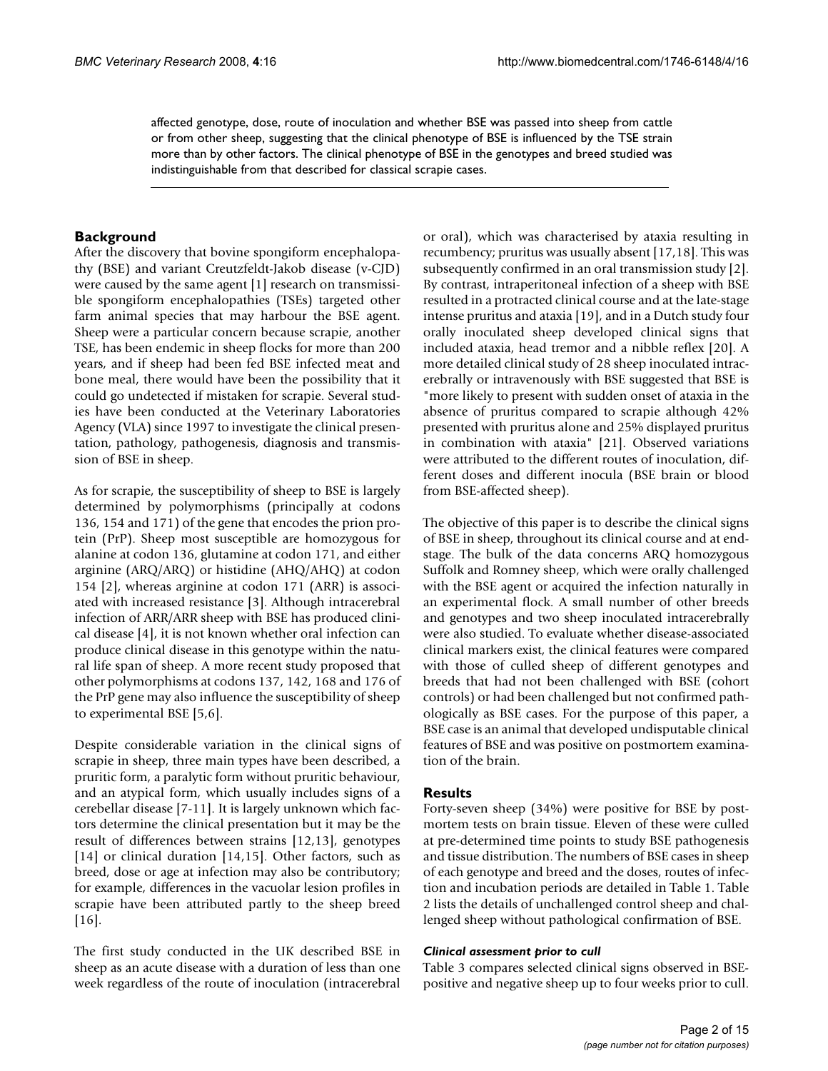affected genotype, dose, route of inoculation and whether BSE was passed into sheep from cattle or from other sheep, suggesting that the clinical phenotype of BSE is influenced by the TSE strain more than by other factors. The clinical phenotype of BSE in the genotypes and breed studied was indistinguishable from that described for classical scrapie cases.

## Background

After the discovery that bovine spongiform encephalopathy (BSE) and variant Creutzfeldt-Jakob disease (v-CJD) were caused by the same agent [1] research on transmissible spongiform encephalopathies (TSEs) targeted other farm animal species that may harbour the BSE agent. Sheep were a particular concern because scrapie, another TSE, has been endemic in sheep flocks for more than 200 years, and if sheep had been fed BSE infected meat and bone meal, there would have been the possibility that it could go undetected if mistaken for scrapie. Several studies have been conducted at the Veterinary Laboratories Agency (VLA) since 1997 to investigate the clinical presentation, pathology, pathogenesis, diagnosis and transmission of BSE in sheep.

As for scrapie, the susceptibility of sheep to BSE is largely determined by polymorphisms (principally at codons 136, 154 and 171) of the gene that encodes the prion protein (PrP). Sheep most susceptible are homozygous for alanine at codon 136, glutamine at codon 171, and either arginine (ARQ/ARQ) or histidine (AHQ/AHQ) at codon 154 [2], whereas arginine at codon 171 (ARR) is associated with increased resistance [3]. Although intracerebral infection of ARR/ARR sheep with BSE has produced clinical disease [4], it is not known whether oral infection can produce clinical disease in this genotype within the natural life span of sheep. A more recent study proposed that other polymorphisms at codons 137, 142, 168 and 176 of the PrP gene may also influence the susceptibility of sheep to experimental BSE [5,6].

Despite considerable variation in the clinical signs of scrapie in sheep, three main types have been described, a pruritic form, a paralytic form without pruritic behaviour, and an atypical form, which usually includes signs of a cerebellar disease [7-11]. It is largely unknown which factors determine the clinical presentation but it may be the result of differences between strains [12,13], genotypes [14] or clinical duration [14,15]. Other factors, such as breed, dose or age at infection may also be contributory; for example, differences in the vacuolar lesion profiles in scrapie have been attributed partly to the sheep breed [16].

The first study conducted in the UK described BSE in sheep as an acute disease with a duration of less than one week regardless of the route of inoculation (intracerebral or oral), which was characterised by ataxia resulting in recumbency; pruritus was usually absent [17,18]. This was subsequently confirmed in an oral transmission study [2]. By contrast, intraperitoneal infection of a sheep with BSE resulted in a protracted clinical course and at the late-stage intense pruritus and ataxia [19], and in a Dutch study four orally inoculated sheep developed clinical signs that included ataxia, head tremor and a nibble reflex [20]. A more detailed clinical study of 28 sheep inoculated intracerebrally or intravenously with BSE suggested that BSE is "more likely to present with sudden onset of ataxia in the absence of pruritus compared to scrapie although 42% presented with pruritus alone and 25% displayed pruritus in combination with ataxia" [21]. Observed variations were attributed to the different routes of inoculation, different doses and different inocula (BSE brain or blood from BSE-affected sheep).

The objective of this paper is to describe the clinical signs of BSE in sheep, throughout its clinical course and at end-stage. The bulk of the data concerns ARQ homozygous Suffolk and Romney sheep, which were orally challenged with the BSE agent or acquired the infection naturally in an experimental flock. A small number of other breeds and genotypes and two sheep inoculated intracerebrally were also studied. To evaluate whether disease-associated clinical markers exist, the clinical features were compared with those of culled sheep of different genotypes and breeds that had not been challenged with BSE (cohort controls) or had been challenged but not confirmed pathologically as BSE cases. For the purpose of this paper, a BSE case is an animal that developed undisputable clinical features of BSE and was positive on postmortem examination of the brain.

## Results

Forty-seven sheep (34%) were positive for BSE by postmortem tests on brain tissue. Eleven of these were culled at pre-determined time points to study BSE pathogenesis and tissue distribution. The numbers of BSE cases in sheep of each genotype and breed and the doses, routes of infection and incubation periods are detailed in Table 1. Table 2 lists the details of unchallenged control sheep and challenged sheep without pathological confirmation of BSE.

### *Clinical assessment prior to cull*

Table 3 compares selected clinical signs observed in BSE-positive and negative sheep up to four weeks prior to cull.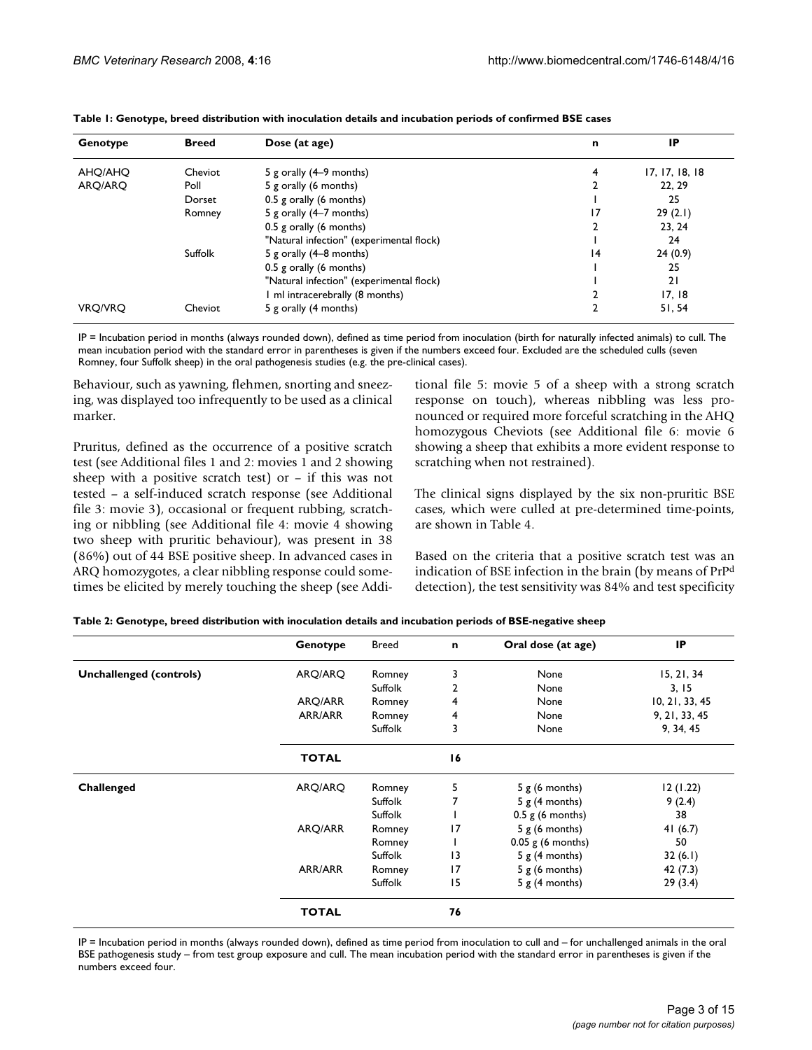**Table 1: Genotype, breed distribution with inoculation details and incubation periods of confirmed BSE cases**

| Genotype | Breed | Dose (at age) | n | IP |
|---|---|---|---|---|
| AHQ/AHQ | Cheviot | 5 g orally (4–9 months) | 4 | 17, 17, 18, 18 |
| ARQ/ARQ | Poll | 5 g orally (6 months) | 2 | 22, 29 |
| | Dorset | 0.5 g orally (6 months) | 1 | 25 |
| | Romney | 5 g orally (4–7 months) | 17 | 29 (2.1) |
| | | 0.5 g orally (6 months) | 2 | 23, 24 |
| | | "Natural infection" (experimental flock) | 1 | 24 |
| | Suffolk | 5 g orally (4–8 months) | 14 | 24 (0.9) |
| | | 0.5 g orally (6 months) | 1 | 25 |
| | | "Natural infection" (experimental flock) | 1 | 21 |
| | | 1 ml intracerebrally (8 months) | 2 | 17, 18 |
| VRQ/VRQ | Cheviot | 5 g orally (4 months) | 2 | 51, 54 |

IP = Incubation period in months (always rounded down), defined as time period from inoculation (birth for naturally infected animals) to cull. The mean incubation period with the standard error in parentheses is given if the numbers exceed four. Excluded are the scheduled culls (seven Romney, four Suffolk sheep) in the oral pathogenesis studies (e.g. the pre-clinical cases).

Behaviour, such as yawning, flehmen, snorting and sneezing, was displayed too infrequently to be used as a clinical marker.

Pruritus, defined as the occurrence of a positive scratch test (see Additional files 1 and 2: movies 1 and 2 showing sheep with a positive scratch test) or – if this was not tested – a self-induced scratch response (see Additional file 3: movie 3), occasional or frequent rubbing, scratching or nibbling (see Additional file 4: movie 4 showing two sheep with pruritic behaviour), was present in 38 (86%) out of 44 BSE positive sheep. In advanced cases in ARQ homozygotes, a clear nibbling response could sometimes be elicited by merely touching the sheep (see Additional file 5: movie 5 of a sheep with a strong scratch response on touch), whereas nibbling was less pronounced or required more forceful scratching in the AHQ homozygous Cheviots (see Additional file 6: movie 6 showing a sheep that exhibits a more evident response to scratching when not restrained).

The clinical signs displayed by the six non-pruritic BSE cases, which were culled at pre-determined time-points, are shown in Table 4.

Based on the criteria that a positive scratch test was an indication of BSE infection in the brain (by means of $PrP^d$ detection), the test sensitivity was 84% and test specificity

**Table 2: Genotype, breed distribution with inoculation details and incubation periods of BSE-negative sheep**

| | Genotype | Breed | n | Oral dose (at age) | IP |
|---|---|---|---|---|---|
| **Unchallenged (controls)** | ARQ/ARQ | Romney | 3 | None | 15, 21, 34 |
| | | Suffolk | 2 | None | 3, 15 |
| | ARQ/ARR | Romney | 4 | None | 10, 21, 33, 45 |
| | ARR/ARR | Romney | 4 | None | 9, 21, 33, 45 |
| | | Suffolk | 3 | None | 9, 34, 45 |
| | **TOTAL** | | **16** | | |
| **Challenged** | ARQ/ARQ | Romney | 5 | 5 g (6 months) | 12 (1.22) |
| | | Suffolk | 7 | 5 g (4 months) | 9 (2.4) |
| | | Suffolk | 1 | 0.5 g (6 months) | 38 |
| | ARQ/ARR | Romney | 17 | 5 g (6 months) | 41 (6.7) |
| | | Romney | 1 | 0.05 g (6 months) | 50 |
| | | Suffolk | 13 | 5 g (4 months) | 32 (6.1) |
| | ARR/ARR | Romney | 17 | 5 g (6 months) | 42 (7.3) |
| | | Suffolk | 15 | 5 g (4 months) | 29 (3.4) |
| | **TOTAL** | | **76** | | |

IP = Incubation period in months (always rounded down), defined as time period from inoculation to cull and – for unchallenged animals in the oral BSE pathogenesis study – from test group exposure and cull. The mean incubation period with the standard error in parentheses is given if the numbers exceed four.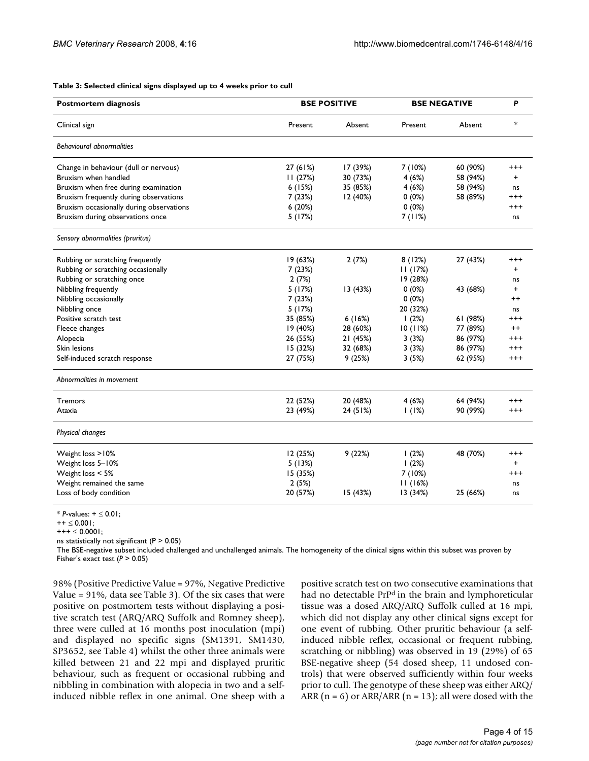**Table 3: Selected clinical signs displayed up to 4 weeks prior to cull**

| Postmortem diagnosis | BSE POSITIVE | | BSE NEGATIVE | | P |
|---|---|---|---|---|---|
| Clinical sign | Present | Absent | Present | Absent | * |
| *Behavioural abnormalities* | | | | | |
| Change in behaviour (dull or nervous) | 27 (61%) | 17 (39%) | 7 (10%) | 60 (90%) | +++ |
| Bruxism when handled | 11 (27%) | 30 (73%) | 4 (6%) | 58 (94%) | + |
| Bruxism when free during examination | 6 (15%) | 35 (85%) | 4 (6%) | 58 (94%) | ns |
| Bruxism frequently during observations | 7 (23%) | 12 (40%) | 0 (0%) | 58 (89%) | +++ |
| Bruxism occasionally during observations | 6 (20%) | | 0 (0%) | | +++ |
| Bruxism during observations once | 5 (17%) | | 7 (11%) | | ns |
| *Sensory abnormalities (pruritus)* | | | | | |
| Rubbing or scratching frequently | 19 (63%) | 2 (7%) | 8 (12%) | 27 (43%) | +++ |
| Rubbing or scratching occasionally | 7 (23%) | | 11 (17%) | | + |
| Rubbing or scratching once | 2 (7%) | | 19 (28%) | | ns |
| Nibbling frequently | 5 (17%) | 13 (43%) | 0 (0%) | 43 (68%) | + |
| Nibbling occasionally | 7 (23%) | | 0 (0%) | | ++ |
| Nibbling once | 5 (17%) | | 20 (32%) | | ns |
| Positive scratch test | 35 (85%) | 6 (16%) | 1 (2%) | 61 (98%) | +++ |
| Fleece changes | 19 (40%) | 28 (60%) | 10 (11%) | 77 (89%) | ++ |
| Alopecia | 26 (55%) | 21 (45%) | 3 (3%) | 86 (97%) | +++ |
| Skin lesions | 15 (32%) | 32 (68%) | 3 (3%) | 86 (97%) | +++ |
| Self-induced scratch response | 27 (75%) | 9 (25%) | 3 (5%) | 62 (95%) | +++ |
| *Abnormalities in movement* | | | | | |
| Tremors | 22 (52%) | 20 (48%) | 4 (6%) | 64 (94%) | +++ |
| Ataxia | 23 (49%) | 24 (51%) | 1 (1%) | 90 (99%) | +++ |
| *Physical changes* | | | | | |
| Weight loss >10% | 12 (25%) | 9 (22%) | 1 (2%) | 48 (70%) | +++ |
| Weight loss 5–10% | 5 (13%) | | 1 (2%) | | + |
| Weight loss < 5% | 15 (35%) | | 7 (10%) | | +++ |
| Weight remained the same | 2 (5%) | | 11 (16%) | | ns |
| Loss of body condition | 20 (57%) | 15 (43%) | 13 (34%) | 25 (66%) | ns |

\* *P*-values: + ≤ 0.01;
++ ≤ 0.001;
+++ ≤ 0.0001;
ns statistically not significant (P > 0.05)
The BSE-negative subset included challenged and unchallenged animals. The homogeneity of the clinical signs within this subset was proven by Fisher's exact test (*P* > 0.05)

98% (Positive Predictive Value = 97%, Negative Predictive Value = 91%, data see Table 3). Of the six cases that were positive on postmortem tests without displaying a positive scratch test (ARQ/ARQ Suffolk and Romney sheep), three were culled at 16 months post inoculation (mpi) and displayed no specific signs (SM1391, SM1430, SP3652, see Table 4) whilst the other three animals were killed between 21 and 22 mpi and displayed pruritic behaviour, such as frequent or occasional rubbing and nibbling in combination with alopecia in two and a self-induced nibble reflex in one animal. One sheep with a positive scratch test on two consecutive examinations that had no detectable PrP[d] in the brain and lymphoreticular tissue was a dosed ARQ/ARQ Suffolk culled at 16 mpi, which did not display any other clinical signs except for one event of rubbing. Other pruritic behaviour (a self-induced nibble reflex, occasional or frequent rubbing, scratching or nibbling) was observed in 19 (29%) of 65 BSE-negative sheep (54 dosed sheep, 11 undosed controls) that were observed sufficiently within four weeks prior to cull. The genotype of these sheep was either ARQ/ARR (n = 6) or ARR/ARR (n = 13); all were dosed with the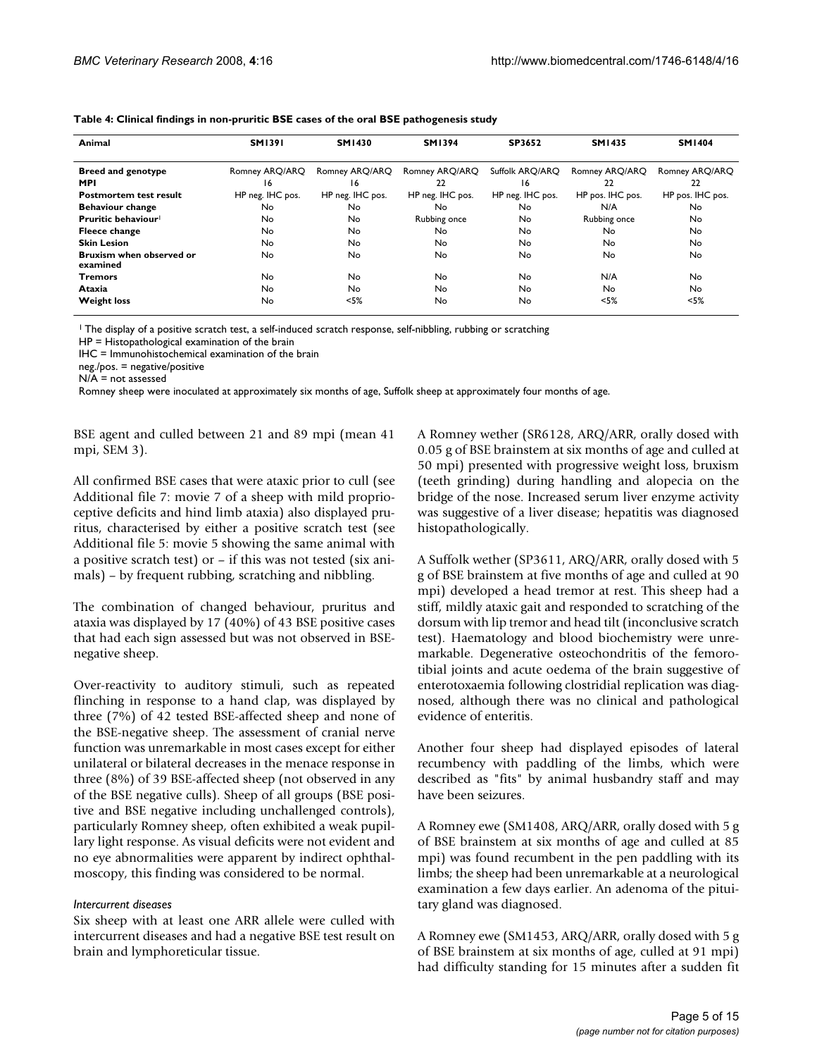**Table 4: Clinical findings in non-pruritic BSE cases of the oral BSE pathogenesis study**

| Animal | SM1391 | SM1430 | SM1394 | SP3652 | SM1435 | SM1404 |
|---|---|---|---|---|---|---|
| **Breed and genotype** | Romney ARQ/ARQ | Romney ARQ/ARQ | Romney ARQ/ARQ | Suffolk ARQ/ARQ | Romney ARQ/ARQ | Romney ARQ/ARQ |
| **MPI** | 16 | 16 | 22 | 16 | 22 | 22 |
| **Postmortem test result** | HP neg. IHC pos. | HP neg. IHC pos. | HP neg. IHC pos. | HP neg. IHC pos. | HP pos. IHC pos. | HP pos. IHC pos. |
| **Behaviour change** | No | No | No | No | N/A | No |
| **Pruritic behaviour**[1] | No | No | Rubbing once | No | Rubbing once | No |
| **Fleece change** | No | No | No | No | No | No |
| **Skin Lesion** | No | No | No | No | No | No |
| **Bruxism when observed or examined** | No | No | No | No | No | No |
| **Tremors** | No | No | No | No | N/A | No |
| **Ataxia** | No | No | No | No | No | No |
| **Weight loss** | No | <5% | No | No | <5% | <5% |

[1] The display of a positive scratch test, a self-induced scratch response, self-nibbling, rubbing or scratching
HP = Histopathological examination of the brain
IHC = Immunohistochemical examination of the brain
neg./pos. = negative/positive
N/A = not assessed
Romney sheep were inoculated at approximately six months of age, Suffolk sheep at approximately four months of age.

BSE agent and culled between 21 and 89 mpi (mean 41 mpi, SEM 3).

All confirmed BSE cases that were ataxic prior to cull (see Additional file 7: movie 7 of a sheep with mild proprioceptive deficits and hind limb ataxia) also displayed pruritus, characterised by either a positive scratch test (see Additional file 5: movie 5 showing the same animal with a positive scratch test) or – if this was not tested (six animals) – by frequent rubbing, scratching and nibbling.

The combination of changed behaviour, pruritus and ataxia was displayed by 17 (40%) of 43 BSE positive cases that had each sign assessed but was not observed in BSE-negative sheep.

Over-reactivity to auditory stimuli, such as repeated flinching in response to a hand clap, was displayed by three (7%) of 42 tested BSE-affected sheep and none of the BSE-negative sheep. The assessment of cranial nerve function was unremarkable in most cases except for either unilateral or bilateral decreases in the menace response in three (8%) of 39 BSE-affected sheep (not observed in any of the BSE negative culls). Sheep of all groups (BSE positive and BSE negative including unchallenged controls), particularly Romney sheep, often exhibited a weak pupillary light response. As visual deficits were not evident and no eye abnormalities were apparent by indirect ophthalmoscopy, this finding was considered to be normal.

*Intercurrent diseases*

Six sheep with at least one ARR allele were culled with intercurrent diseases and had a negative BSE test result on brain and lymphoreticular tissue.

A Romney wether (SR6128, ARQ/ARR, orally dosed with 0.05 g of BSE brainstem at six months of age and culled at 50 mpi) presented with progressive weight loss, bruxism (teeth grinding) during handling and alopecia on the bridge of the nose. Increased serum liver enzyme activity was suggestive of a liver disease; hepatitis was diagnosed histopathologically.

A Suffolk wether (SP3611, ARQ/ARR, orally dosed with 5 g of BSE brainstem at five months of age and culled at 90 mpi) developed a head tremor at rest. This sheep had a stiff, mildly ataxic gait and responded to scratching of the dorsum with lip tremor and head tilt (inconclusive scratch test). Haematology and blood biochemistry were unremarkable. Degenerative osteochondritis of the femorotibial joints and acute oedema of the brain suggestive of enterotoxaemia following clostridial replication was diagnosed, although there was no clinical and pathological evidence of enteritis.

Another four sheep had displayed episodes of lateral recumbency with paddling of the limbs, which were described as "fits" by animal husbandry staff and may have been seizures.

A Romney ewe (SM1408, ARQ/ARR, orally dosed with 5 g of BSE brainstem at six months of age and culled at 85 mpi) was found recumbent in the pen paddling with its limbs; the sheep had been unremarkable at a neurological examination a few days earlier. An adenoma of the pituitary gland was diagnosed.

A Romney ewe (SM1453, ARQ/ARR, orally dosed with 5 g of BSE brainstem at six months of age, culled at 91 mpi) had difficulty standing for 15 minutes after a sudden fit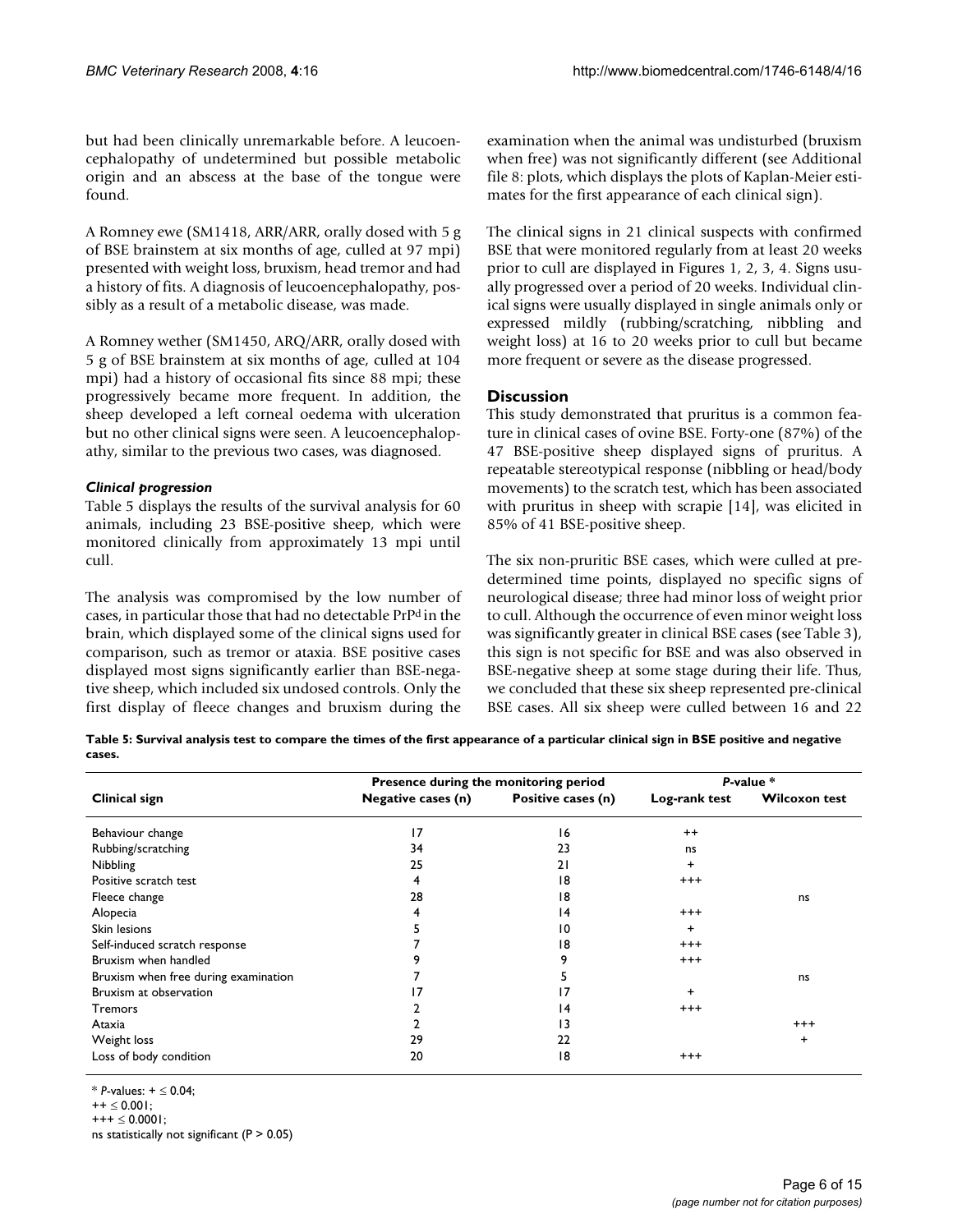but had been clinically unremarkable before. A leucoencephalopathy of undetermined but possible metabolic origin and an abscess at the base of the tongue were found.

A Romney ewe (SM1418, ARR/ARR, orally dosed with 5 g of BSE brainstem at six months of age, culled at 97 mpi) presented with weight loss, bruxism, head tremor and had a history of fits. A diagnosis of leucoencephalopathy, possibly as a result of a metabolic disease, was made.

A Romney wether (SM1450, ARQ/ARR, orally dosed with 5 g of BSE brainstem at six months of age, culled at 104 mpi) had a history of occasional fits since 88 mpi; these progressively became more frequent. In addition, the sheep developed a left corneal oedema with ulceration but no other clinical signs were seen. A leucoencephalopathy, similar to the previous two cases, was diagnosed.

### *Clinical progression*

Table 5 displays the results of the survival analysis for 60 animals, including 23 BSE-positive sheep, which were monitored clinically from approximately 13 mpi until cull.

The analysis was compromised by the low number of cases, in particular those that had no detectable $PrP^d$ in the brain, which displayed some of the clinical signs used for comparison, such as tremor or ataxia. BSE positive cases displayed most signs significantly earlier than BSE-negative sheep, which included six undosed controls. Only the first display of fleece changes and bruxism during the examination when the animal was undisturbed (bruxism when free) was not significantly different (see Additional file 8: plots, which displays the plots of Kaplan-Meier estimates for the first appearance of each clinical sign).

The clinical signs in 21 clinical suspects with confirmed BSE that were monitored regularly from at least 20 weeks prior to cull are displayed in Figures 1, 2, 3, 4. Signs usually progressed over a period of 20 weeks. Individual clinical signs were usually displayed in single animals only or expressed mildly (rubbing/scratching, nibbling and weight loss) at 16 to 20 weeks prior to cull but became more frequent or severe as the disease progressed.

## Discussion

This study demonstrated that pruritus is a common feature in clinical cases of ovine BSE. Forty-one (87%) of the 47 BSE-positive sheep displayed signs of pruritus. A repeatable stereotypical response (nibbling or head/body movements) to the scratch test, which has been associated with pruritus in sheep with scrapie [14], was elicited in 85% of 41 BSE-positive sheep.

The six non-pruritic BSE cases, which were culled at predetermined time points, displayed no specific signs of neurological disease; three had minor loss of weight prior to cull. Although the occurrence of even minor weight loss was significantly greater in clinical BSE cases (see Table 3), this sign is not specific for BSE and was also observed in BSE-negative sheep at some stage during their life. Thus, we concluded that these six sheep represented pre-clinical BSE cases. All six sheep were culled between 16 and 22

**Table 5: Survival analysis test to compare the times of the first appearance of a particular clinical sign in BSE positive and negative cases.**

| | Presence during the monitoring period | | *P*-value * | |
|---|---|---|---|---|
| **Clinical sign** | **Negative cases (n)** | **Positive cases (n)** | **Log-rank test** | **Wilcoxon test** |
| Behaviour change | 17 | 16 | ++ | |
| Rubbing/scratching | 34 | 23 | ns | |
| Nibbling | 25 | 21 | + | |
| Positive scratch test | 4 | 18 | +++ | |
| Fleece change | 28 | 18 | | ns |
| Alopecia | 4 | 14 | +++ | |
| Skin lesions | 5 | 10 | + | |
| Self-induced scratch response | 7 | 18 | +++ | |
| Bruxism when handled | 9 | 9 | +++ | |
| Bruxism when free during examination | 7 | 5 | | ns |
| Bruxism at observation | 17 | 17 | + | |
| Tremors | 2 | 14 | +++ | |
| Ataxia | 2 | 13 | | +++ |
| Weight loss | 29 | 22 | | + |
| Loss of body condition | 20 | 18 | +++ | |

\* *P*-values: + ≤ 0.04;
++ ≤ 0.001;
+++ ≤ 0.0001;
ns statistically not significant (P > 0.05)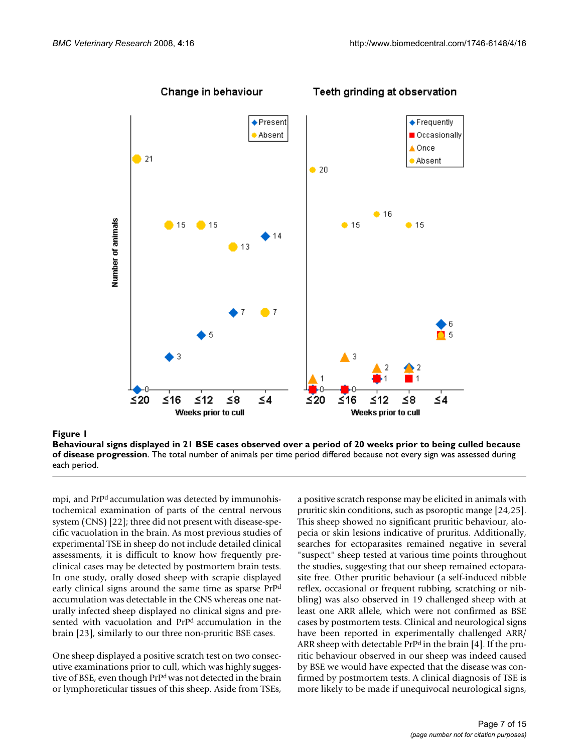**Figure 1**

**Behavioural signs displayed in 21 BSE cases observed over a period of 20 weeks prior to being culled because of disease progression**. The total number of animals per time period differed because not every sign was assessed during each period.

mpi, and PrP[d] accumulation was detected by immunohistochemical examination of parts of the central nervous system (CNS) [22]; three did not present with disease-specific vacuolation in the brain. As most previous studies of experimental TSE in sheep do not include detailed clinical assessments, it is difficult to know how frequently pre-clinical cases may be detected by postmortem brain tests. In one study, orally dosed sheep with scrapie displayed early clinical signs around the same time as sparse PrP[d] accumulation was detectable in the CNS whereas one naturally infected sheep displayed no clinical signs and presented with vacuolation and PrP[d] accumulation in the brain [23], similarly to our three non-pruritic BSE cases.

One sheep displayed a positive scratch test on two consecutive examinations prior to cull, which was highly suggestive of BSE, even though PrP[d] was not detected in the brain or lymphoreticular tissues of this sheep. Aside from TSEs, a positive scratch response may be elicited in animals with pruritic skin conditions, such as psoroptic mange [24,25]. This sheep showed no significant pruritic behaviour, alopecia or skin lesions indicative of pruritus. Additionally, searches for ectoparasites remained negative in several "suspect" sheep tested at various time points throughout the studies, suggesting that our sheep remained ectoparasite free. Other pruritic behaviour (a self-induced nibble reflex, occasional or frequent rubbing, scratching or nibbling) was also observed in 19 challenged sheep with at least one ARR allele, which were not confirmed as BSE cases by postmortem tests. Clinical and neurological signs have been reported in experimentally challenged ARR/ARR sheep with detectable PrP[d] in the brain [4]. If the pruritic behaviour observed in our sheep was indeed caused by BSE we would have expected that the disease was confirmed by postmortem tests. A clinical diagnosis of TSE is more likely to be made if unequivocal neurological signs,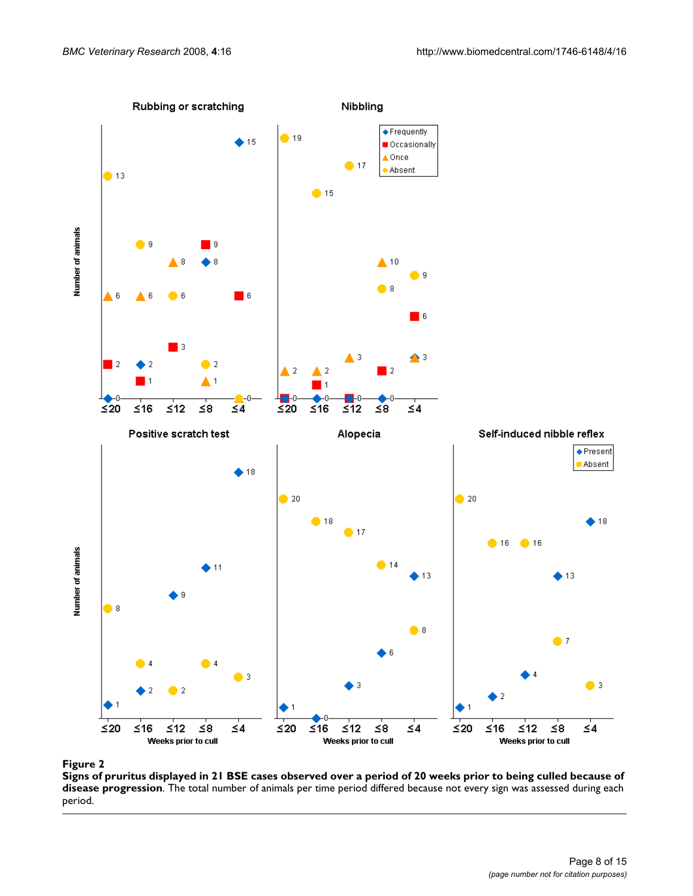**Figure 2**

**Signs of pruritus displayed in 21 BSE cases observed over a period of 20 weeks prior to being culled because of disease progression**. The total number of animals per time period differed because not every sign was assessed during each period.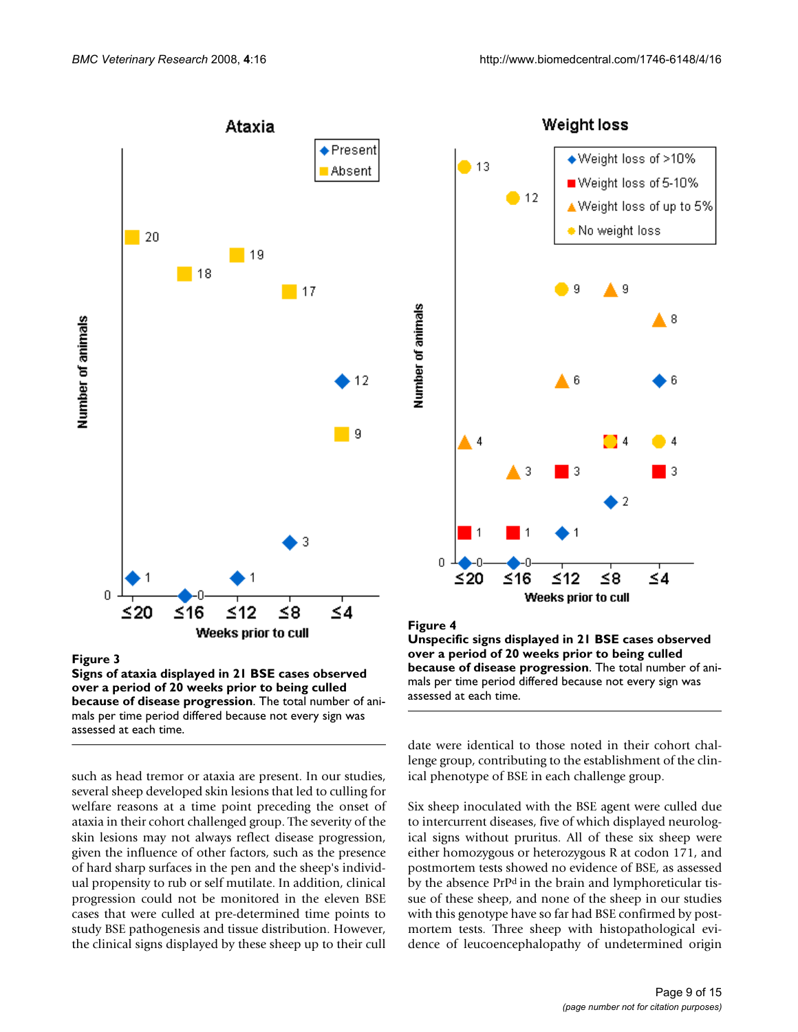**Figure 3**
**Signs of ataxia displayed in 21 BSE cases observed over a period of 20 weeks prior to being culled because of disease progression**. The total number of animals per time period differed because not every sign was assessed at each time.

**Figure 4**
**Unspecific signs displayed in 21 BSE cases observed over a period of 20 weeks prior to being culled because of disease progression**. The total number of animals per time period differed because not every sign was assessed at each time.

such as head tremor or ataxia are present. In our studies, several sheep developed skin lesions that led to culling for welfare reasons at a time point preceding the onset of ataxia in their cohort challenged group. The severity of the skin lesions may not always reflect disease progression, given the influence of other factors, such as the presence of hard sharp surfaces in the pen and the sheep's individual propensity to rub or self mutilate. In addition, clinical progression could not be monitored in the eleven BSE cases that were culled at pre-determined time points to study BSE pathogenesis and tissue distribution. However, the clinical signs displayed by these sheep up to their cull date were identical to those noted in their cohort challenge group, contributing to the establishment of the clinical phenotype of BSE in each challenge group.

Six sheep inoculated with the BSE agent were culled due to intercurrent diseases, five of which displayed neurological signs without pruritus. All of these six sheep were either homozygous or heterozygous R at codon 171, and postmortem tests showed no evidence of BSE, as assessed by the absence PrP[d] in the brain and lymphoreticular tissue of these sheep, and none of the sheep in our studies with this genotype have so far had BSE confirmed by post-mortem tests. Three sheep with histopathological evidence of leucoencephalopathy of undetermined origin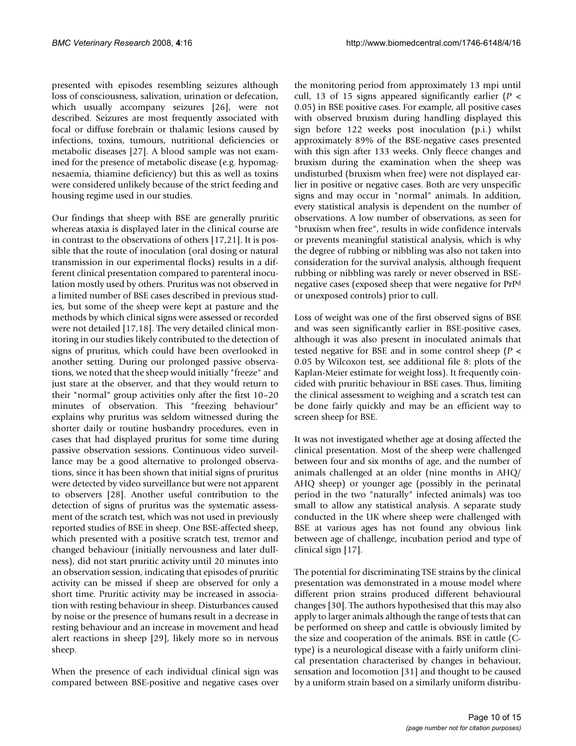presented with episodes resembling seizures although loss of consciousness, salivation, urination or defecation, which usually accompany seizures [26], were not described. Seizures are most frequently associated with focal or diffuse forebrain or thalamic lesions caused by infections, toxins, tumours, nutritional deficiencies or metabolic diseases [27]. A blood sample was not examined for the presence of metabolic disease (e.g. hypomagnesaemia, thiamine deficiency) but this as well as toxins were considered unlikely because of the strict feeding and housing regime used in our studies.

Our findings that sheep with BSE are generally pruritic whereas ataxia is displayed later in the clinical course are in contrast to the observations of others [17,21]. It is possible that the route of inoculation (oral dosing or natural transmission in our experimental flocks) results in a different clinical presentation compared to parenteral inoculation mostly used by others. Pruritus was not observed in a limited number of BSE cases described in previous studies, but some of the sheep were kept at pasture and the methods by which clinical signs were assessed or recorded were not detailed [17,18]. The very detailed clinical monitoring in our studies likely contributed to the detection of signs of pruritus, which could have been overlooked in another setting. During our prolonged passive observations, we noted that the sheep would initially "freeze" and just stare at the observer, and that they would return to their "normal" group activities only after the first 10–20 minutes of observation. This "freezing behaviour" explains why pruritus was seldom witnessed during the shorter daily or routine husbandry procedures, even in cases that had displayed pruritus for some time during passive observation sessions. Continuous video surveillance may be a good alternative to prolonged observations, since it has been shown that initial signs of pruritus were detected by video surveillance but were not apparent to observers [28]. Another useful contribution to the detection of signs of pruritus was the systematic assessment of the scratch test, which was not used in previously reported studies of BSE in sheep. One BSE-affected sheep, which presented with a positive scratch test, tremor and changed behaviour (initially nervousness and later dullness), did not start pruritic activity until 20 minutes into an observation session, indicating that episodes of pruritic activity can be missed if sheep are observed for only a short time. Pruritic activity may be increased in association with resting behaviour in sheep. Disturbances caused by noise or the presence of humans result in a decrease in resting behaviour and an increase in movement and head alert reactions in sheep [29], likely more so in nervous sheep.

When the presence of each individual clinical sign was compared between BSE-positive and negative cases over the monitoring period from approximately 13 mpi until cull, 13 of 15 signs appeared significantly earlier ($P < 0.05$) in BSE positive cases. For example, all positive cases with observed bruxism during handling displayed this sign before 122 weeks post inoculation (p.i.) whilst approximately 89% of the BSE-negative cases presented with this sign after 133 weeks. Only fleece changes and bruxism during the examination when the sheep was undisturbed (bruxism when free) were not displayed earlier in positive or negative cases. Both are very unspecific signs and may occur in "normal" animals. In addition, every statistical analysis is dependent on the number of observations. A low number of observations, as seen for "bruxism when free", results in wide confidence intervals or prevents meaningful statistical analysis, which is why the degree of rubbing or nibbling was also not taken into consideration for the survival analysis, although frequent rubbing or nibbling was rarely or never observed in BSE-negative cases (exposed sheep that were negative for $PrP^d$ or unexposed controls) prior to cull.

Loss of weight was one of the first observed signs of BSE and was seen significantly earlier in BSE-positive cases, although it was also present in inoculated animals that tested negative for BSE and in some control sheep ($P < 0.05$ by Wilcoxon test, see additional file 8: plots of the Kaplan-Meier estimate for weight loss). It frequently coincided with pruritic behaviour in BSE cases. Thus, limiting the clinical assessment to weighing and a scratch test can be done fairly quickly and may be an efficient way to screen sheep for BSE.

It was not investigated whether age at dosing affected the clinical presentation. Most of the sheep were challenged between four and six months of age, and the number of animals challenged at an older (nine months in AHQ/AHQ sheep) or younger age (possibly in the perinatal period in the two "naturally" infected animals) was too small to allow any statistical analysis. A separate study conducted in the UK where sheep were challenged with BSE at various ages has not found any obvious link between age of challenge, incubation period and type of clinical sign [17].

The potential for discriminating TSE strains by the clinical presentation was demonstrated in a mouse model where different prion strains produced different behavioural changes [30]. The authors hypothesised that this may also apply to larger animals although the range of tests that can be performed on sheep and cattle is obviously limited by the size and cooperation of the animals. BSE in cattle (C-type) is a neurological disease with a fairly uniform clinical presentation characterised by changes in behaviour, sensation and locomotion [31] and thought to be caused by a uniform strain based on a similarly uniform distribu-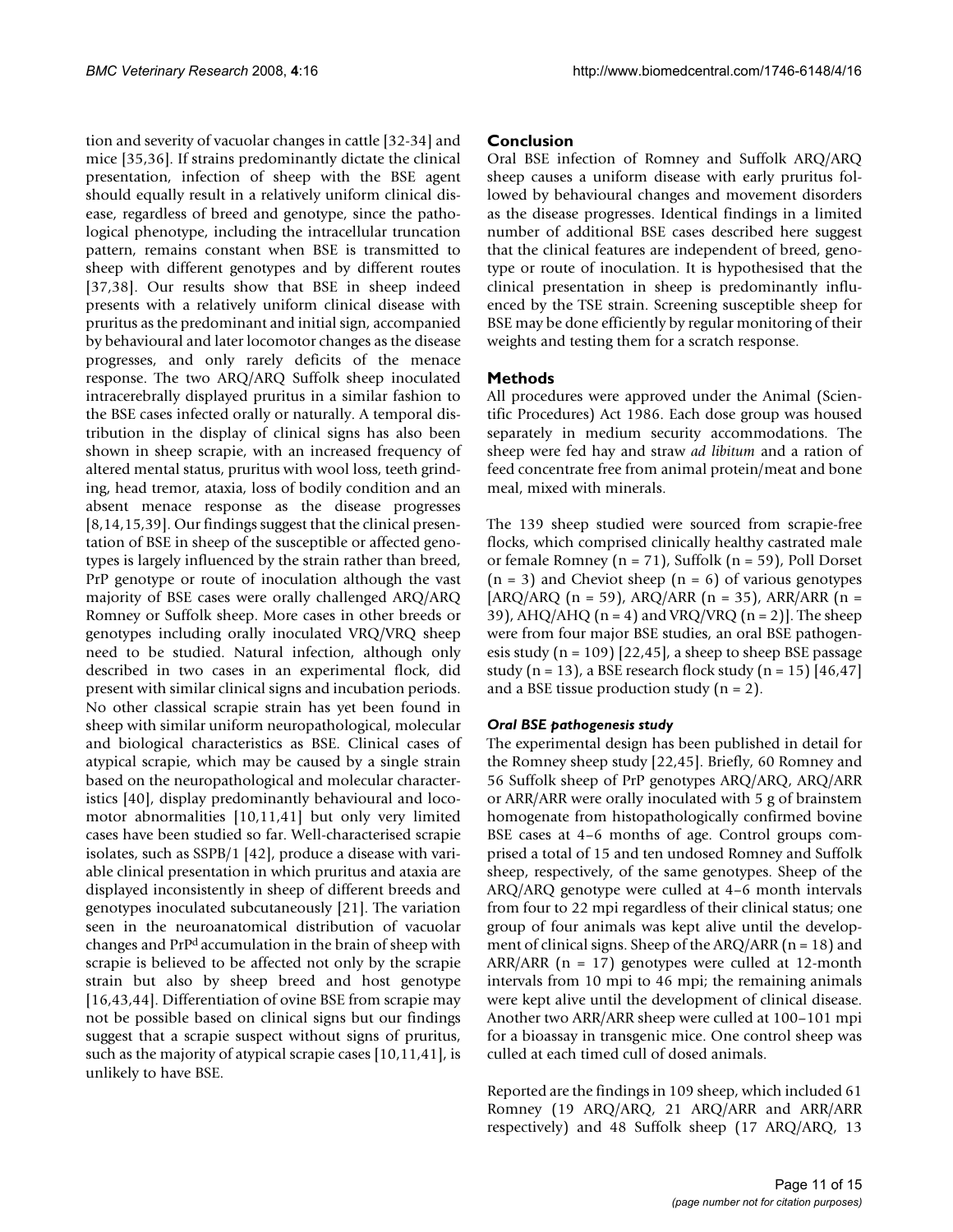tion and severity of vacuolar changes in cattle [32-34] and mice [35,36]. If strains predominantly dictate the clinical presentation, infection of sheep with the BSE agent should equally result in a relatively uniform clinical disease, regardless of breed and genotype, since the pathological phenotype, including the intracellular truncation pattern, remains constant when BSE is transmitted to sheep with different genotypes and by different routes [37,38]. Our results show that BSE in sheep indeed presents with a relatively uniform clinical disease with pruritus as the predominant and initial sign, accompanied by behavioural and later locomotor changes as the disease progresses, and only rarely deficits of the menace response. The two ARQ/ARQ Suffolk sheep inoculated intracerebrally displayed pruritus in a similar fashion to the BSE cases infected orally or naturally. A temporal distribution in the display of clinical signs has also been shown in sheep scrapie, with an increased frequency of altered mental status, pruritus with wool loss, teeth grinding, head tremor, ataxia, loss of bodily condition and an absent menace response as the disease progresses [8,14,15,39]. Our findings suggest that the clinical presentation of BSE in sheep of the susceptible or affected genotypes is largely influenced by the strain rather than breed, PrP genotype or route of inoculation although the vast majority of BSE cases were orally challenged ARQ/ARQ Romney or Suffolk sheep. More cases in other breeds or genotypes including orally inoculated VRQ/VRQ sheep need to be studied. Natural infection, although only described in two cases in an experimental flock, did present with similar clinical signs and incubation periods. No other classical scrapie strain has yet been found in sheep with similar uniform neuropathological, molecular and biological characteristics as BSE. Clinical cases of atypical scrapie, which may be caused by a single strain based on the neuropathological and molecular characteristics [40], display predominantly behavioural and locomotor abnormalities [10,11,41] but only very limited cases have been studied so far. Well-characterised scrapie isolates, such as SSPB/1 [42], produce a disease with variable clinical presentation in which pruritus and ataxia are displayed inconsistently in sheep of different breeds and genotypes inoculated subcutaneously [21]. The variation seen in the neuroanatomical distribution of vacuolar changes and PrP$^{d}$ accumulation in the brain of sheep with scrapie is believed to be affected not only by the scrapie strain but also by sheep breed and host genotype [16,43,44]. Differentiation of ovine BSE from scrapie may not be possible based on clinical signs but our findings suggest that a scrapie suspect without signs of pruritus, such as the majority of atypical scrapie cases [10,11,41], is unlikely to have BSE.

## Conclusion

Oral BSE infection of Romney and Suffolk ARQ/ARQ sheep causes a uniform disease with early pruritus followed by behavioural changes and movement disorders as the disease progresses. Identical findings in a limited number of additional BSE cases described here suggest that the clinical features are independent of breed, genotype or route of inoculation. It is hypothesised that the clinical presentation in sheep is predominantly influenced by the TSE strain. Screening susceptible sheep for BSE may be done efficiently by regular monitoring of their weights and testing them for a scratch response.

## Methods

All procedures were approved under the Animal (Scientific Procedures) Act 1986. Each dose group was housed separately in medium security accommodations. The sheep were fed hay and straw *ad libitum* and a ration of feed concentrate free from animal protein/meat and bone meal, mixed with minerals.

The 139 sheep studied were sourced from scrapie-free flocks, which comprised clinically healthy castrated male or female Romney (n = 71), Suffolk (n = 59), Poll Dorset (n = 3) and Cheviot sheep (n = 6) of various genotypes [ARQ/ARQ (n = 59), ARQ/ARR (n = 35), ARR/ARR (n = 39), AHQ/AHQ (n = 4) and VRQ/VRQ (n = 2)]. The sheep were from four major BSE studies, an oral BSE pathogenesis study (n = 109) [22,45], a sheep to sheep BSE passage study (n = 13), a BSE research flock study (n = 15) [46,47] and a BSE tissue production study (n = 2).

### *Oral BSE pathogenesis study*

The experimental design has been published in detail for the Romney sheep study [22,45]. Briefly, 60 Romney and 56 Suffolk sheep of PrP genotypes ARQ/ARQ, ARQ/ARR or ARR/ARR were orally inoculated with 5 g of brainstem homogenate from histopathologically confirmed bovine BSE cases at 4–6 months of age. Control groups comprised a total of 15 and ten undosed Romney and Suffolk sheep, respectively, of the same genotypes. Sheep of the ARQ/ARQ genotype were culled at 4–6 month intervals from four to 22 mpi regardless of their clinical status; one group of four animals was kept alive until the development of clinical signs. Sheep of the ARQ/ARR (n = 18) and ARR/ARR (n = 17) genotypes were culled at 12-month intervals from 10 mpi to 46 mpi; the remaining animals were kept alive until the development of clinical disease. Another two ARR/ARR sheep were culled at 100–101 mpi for a bioassay in transgenic mice. One control sheep was culled at each timed cull of dosed animals.

Reported are the findings in 109 sheep, which included 61 Romney (19 ARQ/ARQ, 21 ARQ/ARR and ARR/ARR respectively) and 48 Suffolk sheep (17 ARQ/ARQ, 13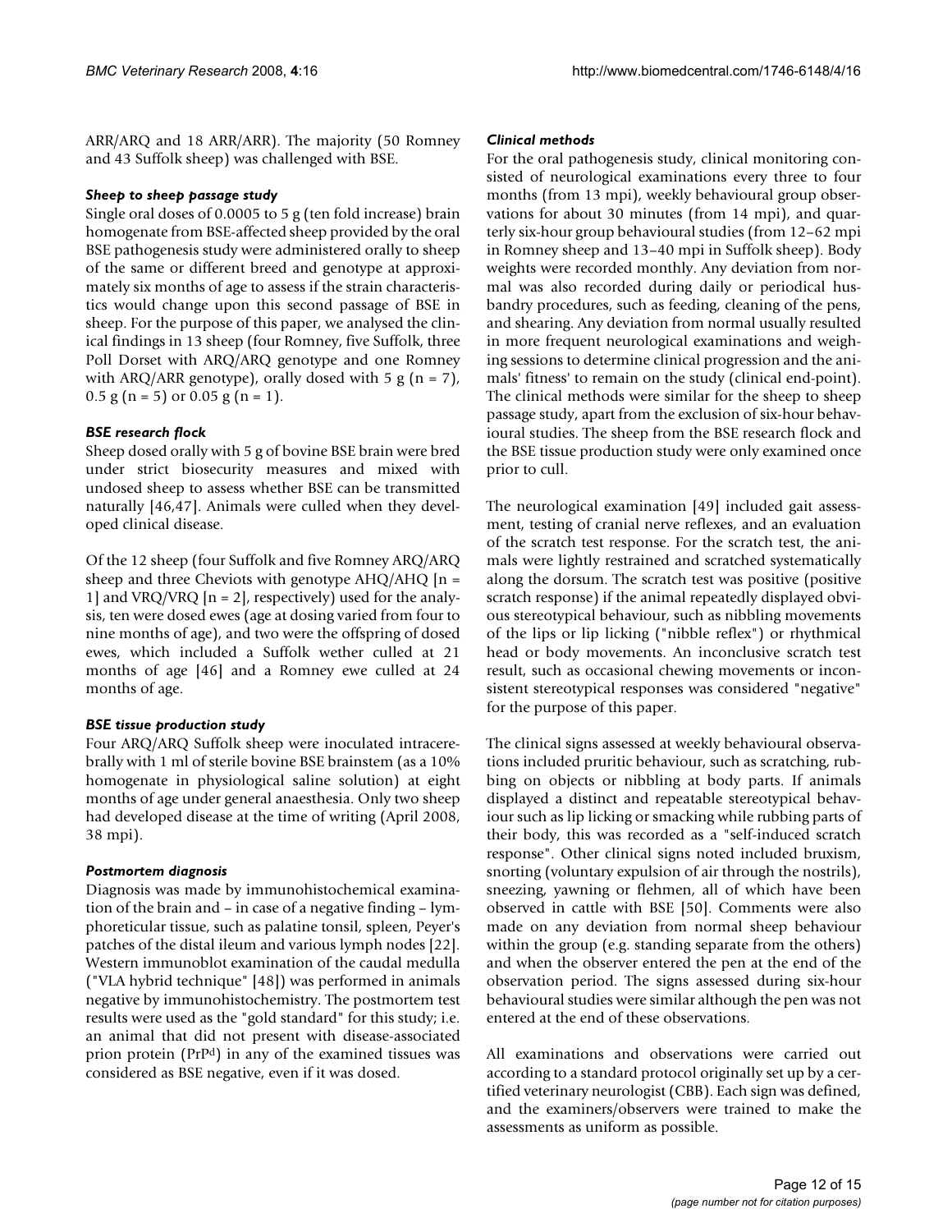ARR/ARQ and 18 ARR/ARR). The majority (50 Romney and 43 Suffolk sheep) was challenged with BSE.

### *Sheep to sheep passage study*

Single oral doses of 0.0005 to 5 g (ten fold increase) brain homogenate from BSE-affected sheep provided by the oral BSE pathogenesis study were administered orally to sheep of the same or different breed and genotype at approximately six months of age to assess if the strain characteristics would change upon this second passage of BSE in sheep. For the purpose of this paper, we analysed the clinical findings in 13 sheep (four Romney, five Suffolk, three Poll Dorset with ARQ/ARQ genotype and one Romney with ARQ/ARR genotype), orally dosed with 5 g (n = 7), 0.5 g (n = 5) or 0.05 g (n = 1).

### *BSE research flock*

Sheep dosed orally with 5 g of bovine BSE brain were bred under strict biosecurity measures and mixed with undosed sheep to assess whether BSE can be transmitted naturally [46,47]. Animals were culled when they developed clinical disease.

Of the 12 sheep (four Suffolk and five Romney ARQ/ARQ sheep and three Cheviots with genotype AHQ/AHQ [n = 1] and VRQ/VRQ [n = 2], respectively) used for the analysis, ten were dosed ewes (age at dosing varied from four to nine months of age), and two were the offspring of dosed ewes, which included a Suffolk wether culled at 21 months of age [46] and a Romney ewe culled at 24 months of age.

### *BSE tissue production study*

Four ARQ/ARQ Suffolk sheep were inoculated intracerebrally with 1 ml of sterile bovine BSE brainstem (as a 10% homogenate in physiological saline solution) at eight months of age under general anaesthesia. Only two sheep had developed disease at the time of writing (April 2008, 38 mpi).

### *Postmortem diagnosis*

Diagnosis was made by immunohistochemical examination of the brain and – in case of a negative finding – lymphoreticular tissue, such as palatine tonsil, spleen, Peyer's patches of the distal ileum and various lymph nodes [22]. Western immunoblot examination of the caudal medulla ("VLA hybrid technique" [48]) was performed in animals negative by immunohistochemistry. The postmortem test results were used as the "gold standard" for this study; i.e. an animal that did not present with disease-associated prion protein ($PrP^d$) in any of the examined tissues was considered as BSE negative, even if it was dosed.

### *Clinical methods*

For the oral pathogenesis study, clinical monitoring consisted of neurological examinations every three to four months (from 13 mpi), weekly behavioural group observations for about 30 minutes (from 14 mpi), and quarterly six-hour group behavioural studies (from 12–62 mpi in Romney sheep and 13–40 mpi in Suffolk sheep). Body weights were recorded monthly. Any deviation from normal was also recorded during daily or periodical husbandry procedures, such as feeding, cleaning of the pens, and shearing. Any deviation from normal usually resulted in more frequent neurological examinations and weighing sessions to determine clinical progression and the animals' fitness' to remain on the study (clinical end-point). The clinical methods were similar for the sheep to sheep passage study, apart from the exclusion of six-hour behavioural studies. The sheep from the BSE research flock and the BSE tissue production study were only examined once prior to cull.

The neurological examination [49] included gait assessment, testing of cranial nerve reflexes, and an evaluation of the scratch test response. For the scratch test, the animals were lightly restrained and scratched systematically along the dorsum. The scratch test was positive (positive scratch response) if the animal repeatedly displayed obvious stereotypical behaviour, such as nibbling movements of the lips or lip licking ("nibble reflex") or rhythmical head or body movements. An inconclusive scratch test result, such as occasional chewing movements or inconsistent stereotypical responses was considered "negative" for the purpose of this paper.

The clinical signs assessed at weekly behavioural observations included pruritic behaviour, such as scratching, rubbing on objects or nibbling at body parts. If animals displayed a distinct and repeatable stereotypical behaviour such as lip licking or smacking while rubbing parts of their body, this was recorded as a "self-induced scratch response". Other clinical signs noted included bruxism, snorting (voluntary expulsion of air through the nostrils), sneezing, yawning or flehmen, all of which have been observed in cattle with BSE [50]. Comments were also made on any deviation from normal sheep behaviour within the group (e.g. standing separate from the others) and when the observer entered the pen at the end of the observation period. The signs assessed during six-hour behavioural studies were similar although the pen was not entered at the end of these observations.

All examinations and observations were carried out according to a standard protocol originally set up by a certified veterinary neurologist (CBB). Each sign was defined, and the examiners/observers were trained to make the assessments as uniform as possible.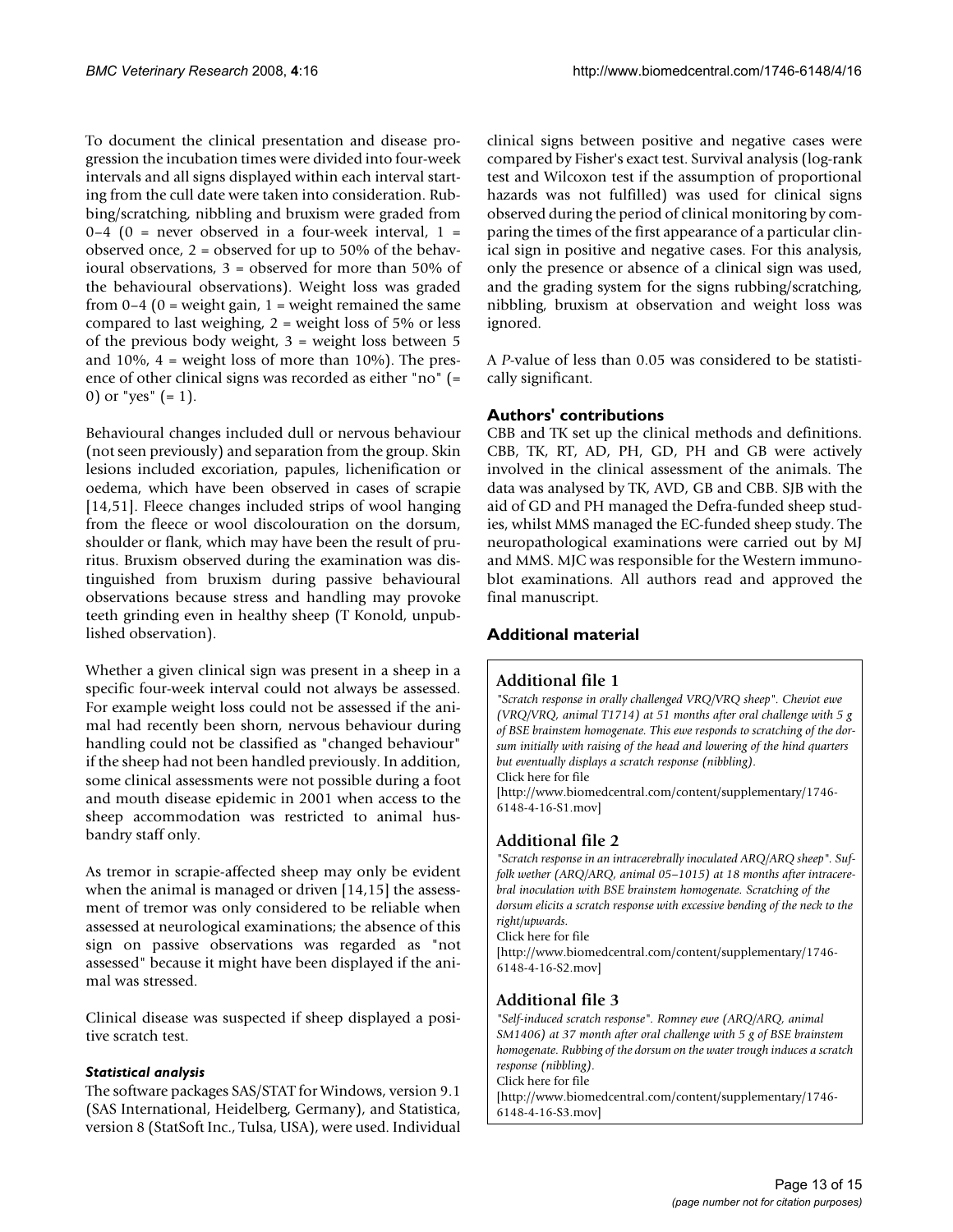To document the clinical presentation and disease progression the incubation times were divided into four-week intervals and all signs displayed within each interval starting from the cull date were taken into consideration. Rubbing/scratching, nibbling and bruxism were graded from 0–4 (0 = never observed in a four-week interval, 1 = observed once, 2 = observed for up to 50% of the behavioural observations, 3 = observed for more than 50% of the behavioural observations). Weight loss was graded from 0–4 (0 = weight gain, 1 = weight remained the same compared to last weighing, 2 = weight loss of 5% or less of the previous body weight, 3 = weight loss between 5 and 10%, 4 = weight loss of more than 10%). The presence of other clinical signs was recorded as either "no" (= 0) or "yes" (= 1).

Behavioural changes included dull or nervous behaviour (not seen previously) and separation from the group. Skin lesions included excoriation, papules, lichenification or oedema, which have been observed in cases of scrapie [14,51]. Fleece changes included strips of wool hanging from the fleece or wool discolouration on the dorsum, shoulder or flank, which may have been the result of pruritus. Bruxism observed during the examination was distinguished from bruxism during passive behavioural observations because stress and handling may provoke teeth grinding even in healthy sheep (T Konold, unpublished observation).

Whether a given clinical sign was present in a sheep in a specific four-week interval could not always be assessed. For example weight loss could not be assessed if the animal had recently been shorn, nervous behaviour during handling could not be classified as "changed behaviour" if the sheep had not been handled previously. In addition, some clinical assessments were not possible during a foot and mouth disease epidemic in 2001 when access to the sheep accommodation was restricted to animal husbandry staff only.

As tremor in scrapie-affected sheep may only be evident when the animal is managed or driven [14,15] the assessment of tremor was only considered to be reliable when assessed at neurological examinations; the absence of this sign on passive observations was regarded as "not assessed" because it might have been displayed if the animal was stressed.

Clinical disease was suspected if sheep displayed a positive scratch test.

#### *Statistical analysis*

The software packages SAS/STAT for Windows, version 9.1 (SAS International, Heidelberg, Germany), and Statistica, version 8 (StatSoft Inc., Tulsa, USA), were used. Individual clinical signs between positive and negative cases were compared by Fisher's exact test. Survival analysis (log-rank test and Wilcoxon test if the assumption of proportional hazards was not fulfilled) was used for clinical signs observed during the period of clinical monitoring by comparing the times of the first appearance of a particular clinical sign in positive and negative cases. For this analysis, only the presence or absence of a clinical sign was used, and the grading system for the signs rubbing/scratching, nibbling, bruxism at observation and weight loss was ignored.

A *P*-value of less than 0.05 was considered to be statistically significant.

## Authors' contributions

CBB and TK set up the clinical methods and definitions. CBB, TK, RT, AD, PH, GD, PH and GB were actively involved in the clinical assessment of the animals. The data was analysed by TK, AVD, GB and CBB. SJB with the aid of GD and PH managed the Defra-funded sheep studies, whilst MMS managed the EC-funded sheep study. The neuropathological examinations were carried out by MJ and MMS. MJC was responsible for the Western immunoblot examinations. All authors read and approved the final manuscript.

## Additional material

### Additional file 1

*"Scratch response in orally challenged VRQ/VRQ sheep". Cheviot ewe (VRQ/VRQ, animal T1714) at 51 months after oral challenge with 5 g of BSE brainstem homogenate. This ewe responds to scratching of the dorsum initially with raising of the head and lowering of the hind quarters but eventually displays a scratch response (nibbling).*
Click here for file
[http://www.biomedcentral.com/content/supplementary/1746-6148-4-16-S1.mov]

### Additional file 2

*"Scratch response in an intracerebrally inoculated ARQ/ARQ sheep". Suffolk wether (ARQ/ARQ, animal 05–1015) at 18 months after intracerebral inoculation with BSE brainstem homogenate. Scratching of the dorsum elicits a scratch response with excessive bending of the neck to the right/upwards.*
Click here for file
[http://www.biomedcentral.com/content/supplementary/1746-6148-4-16-S2.mov]

### Additional file 3

*"Self-induced scratch response". Romney ewe (ARQ/ARQ, animal SM1406) at 37 month after oral challenge with 5 g of BSE brainstem homogenate. Rubbing of the dorsum on the water trough induces a scratch response (nibbling).*
Click here for file
[http://www.biomedcentral.com/content/supplementary/1746-6148-4-16-S3.mov]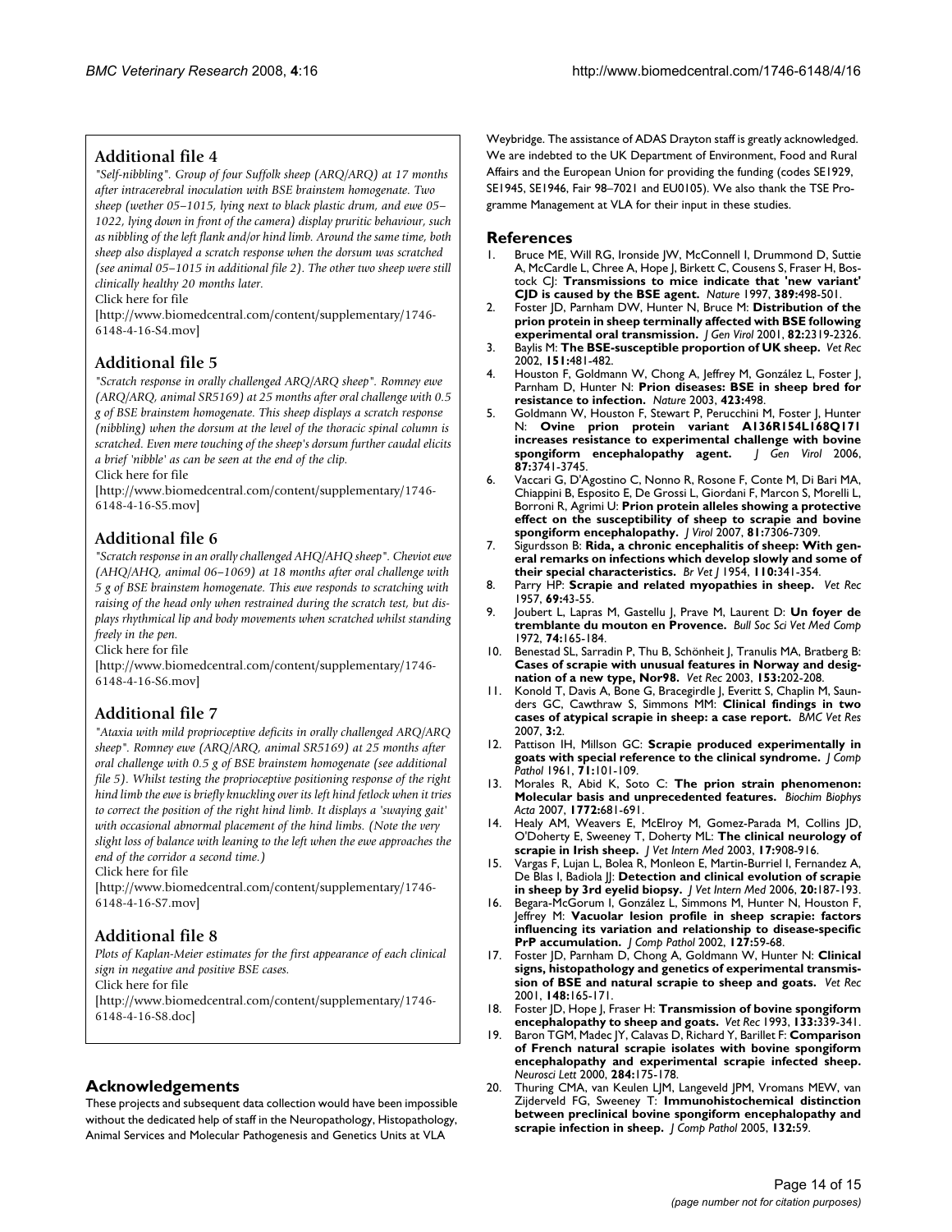## Additional file 4

*"Self-nibbling". Group of four Suffolk sheep (ARQ/ARQ) at 17 months after intracerebral inoculation with BSE brainstem homogenate. Two sheep (wether 05–1015, lying next to black plastic drum, and ewe 05–1022, lying down in front of the camera) display pruritic behaviour, such as nibbling of the left flank and/or hind limb. Around the same time, both sheep also displayed a scratch response when the dorsum was scratched (see animal 05–1015 in additional file 2). The other two sheep were still clinically healthy 20 months later.*

Click here for file

[http://www.biomedcentral.com/content/supplementary/1746-6148-4-16-S4.mov]

## Additional file 5

*"Scratch response in orally challenged ARQ/ARQ sheep". Romney ewe (ARQ/ARQ, animal SR5169) at 25 months after oral challenge with 0.5 g of BSE brainstem homogenate. This sheep displays a scratch response (nibbling) when the dorsum at the level of the thoracic spinal column is scratched. Even mere touching of the sheep's dorsum further caudal elicits a brief 'nibble' as can be seen at the end of the clip.*

Click here for file

[http://www.biomedcentral.com/content/supplementary/1746-6148-4-16-S5.mov]

## Additional file 6

*"Scratch response in an orally challenged AHQ/AHQ sheep". Cheviot ewe (AHQ/AHQ, animal 06–1069) at 18 months after oral challenge with 5 g of BSE brainstem homogenate. This ewe responds to scratching with raising of the head only when restrained during the scratch test, but displays rhythmical lip and body movements when scratched whilst standing freely in the pen.*

Click here for file

[http://www.biomedcentral.com/content/supplementary/1746-6148-4-16-S6.mov]

## Additional file 7

*"Ataxia with mild proprioceptive deficits in orally challenged ARQ/ARQ sheep". Romney ewe (ARQ/ARQ, animal SR5169) at 25 months after oral challenge with 0.5 g of BSE brainstem homogenate (see additional file 5). Whilst testing the proprioceptive positioning response of the right hind limb the ewe is briefly knuckling over its left hind fetlock when it tries to correct the position of the right hind limb. It displays a 'swaying gait' with occasional abnormal placement of the hind limbs. (Note the very slight loss of balance with leaning to the left when the ewe approaches the end of the corridor a second time.)*

Click here for file

[http://www.biomedcentral.com/content/supplementary/1746-6148-4-16-S7.mov]

## Additional file 8

*Plots of Kaplan-Meier estimates for the first appearance of each clinical sign in negative and positive BSE cases.*

Click here for file

[http://www.biomedcentral.com/content/supplementary/1746-6148-4-16-S8.doc]

## Acknowledgements

These projects and subsequent data collection would have been impossible without the dedicated help of staff in the Neuropathology, Histopathology, Animal Services and Molecular Pathogenesis and Genetics Units at VLA Weybridge. The assistance of ADAS Drayton staff is greatly acknowledged. We are indebted to the UK Department of Environment, Food and Rural Affairs and the European Union for providing the funding (codes SE1929, SE1945, SE1946, Fair 98–7021 and EU0105). We also thank the TSE Programme Management at VLA for their input in these studies.

## References

1. Bruce ME, Will RG, Ironside JW, McConnell I, Drummond D, Suttie A, McCardle L, Chree A, Hope J, Birkett C, Cousens S, Fraser H, Bostock CJ: **Transmissions to mice indicate that 'new variant' CJD is caused by the BSE agent.** *Nature* 1997, **389:**498-501.
2. Foster JD, Parnham DW, Hunter N, Bruce M: **Distribution of the prion protein in sheep terminally affected with BSE following experimental oral transmission.** *J Gen Virol* 2001, **82:**2319-2326.
3. Baylis M: **The BSE-susceptible proportion of UK sheep.** *Vet Rec* 2002, **151:**481-482.
4. Houston F, Goldmann W, Chong A, Jeffrey M, González L, Foster J, Parnham D, Hunter N: **Prion diseases: BSE in sheep bred for resistance to infection.** *Nature* 2003, **423:**498.
5. Goldmann W, Houston F, Stewart P, Perucchini M, Foster J, Hunter N: **Ovine prion protein variant A136R154L168Q171 increases resistance to experimental challenge with bovine spongiform encephalopathy agent.** *J Gen Virol* 2006, **87:**3741-3745.
6. Vaccari G, D'Agostino C, Nonno R, Rosone F, Conte M, Di Bari MA, Chiappini B, Esposito E, De Grossi L, Giordani F, Marcon S, Morelli L, Borroni R, Agrimi U: **Prion protein alleles showing a protective effect on the susceptibility of sheep to scrapie and bovine spongiform encephalopathy.** *J Virol* 2007, **81:**7306-7309.
7. Sigurdsson B: **Rida, a chronic encephalitis of sheep: With general remarks on infections which develop slowly and some of their special characteristics.** *Br Vet J* 1954, **110:**341-354.
8. Parry HP: **Scrapie and related myopathies in sheep.** *Vet Rec* 1957, **69:**43-55.
9. Joubert L, Lapras M, Gastellu J, Prave M, Laurent D: **Un foyer de tremblante du mouton en Provence.** *Bull Soc Sci Vet Med Comp* 1972, **74:**165-184.
10. Benestad SL, Sarradin P, Thu B, Schönheit J, Tranulis MA, Bratberg B: **Cases of scrapie with unusual features in Norway and designation of a new type, Nor98.** *Vet Rec* 2003, **153:**202-208.
11. Konold T, Davis A, Bone G, Bracegirdle J, Everitt S, Chaplin M, Saunders GC, Cawthraw S, Simmons MM: **Clinical findings in two cases of atypical scrapie in sheep: a case report.** *BMC Vet Res* 2007, **3:**2.
12. Pattison IH, Millson GC: **Scrapie produced experimentally in goats with special reference to the clinical syndrome.** *J Comp Pathol* 1961, **71:**101-109.
13. Morales R, Abid K, Soto C: **The prion strain phenomenon: Molecular basis and unprecedented features.** *Biochim Biophys Acta* 2007, **1772:**681-691.
14. Healy AM, Weavers E, McElroy M, Gomez-Parada M, Collins JD, O'Doherty E, Sweeney T, Doherty ML: **The clinical neurology of scrapie in Irish sheep.** *J Vet Intern Med* 2003, **17:**908-916.
15. Vargas F, Lujan L, Bolea R, Monleon E, Martin-Burriel I, Fernandez A, De Blas I, Badiola JJ: **Detection and clinical evolution of scrapie in sheep by 3rd eyelid biopsy.** *J Vet Intern Med* 2006, **20:**187-193.
16. Begara-McGorum I, González L, Simmons M, Hunter N, Houston F, Jeffrey M: **Vacuolar lesion profile in sheep scrapie: factors influencing its variation and relationship to disease-specific PrP accumulation.** *J Comp Pathol* 2002, **127:**59-68.
17. Foster JD, Parnham D, Chong A, Goldmann W, Hunter N: **Clinical signs, histopathology and genetics of experimental transmission of BSE and natural scrapie to sheep and goats.** *Vet Rec* 2001, **148:**165-171.
18. Foster JD, Hope J, Fraser H: **Transmission of bovine spongiform encephalopathy to sheep and goats.** *Vet Rec* 1993, **133:**339-341.
19. Baron TGM, Madec JY, Calavas D, Richard Y, Barillet F: **Comparison of French natural scrapie isolates with bovine spongiform encephalopathy and experimental scrapie infected sheep.** *Neurosci Lett* 2000, **284:**175-178.
20. Thuring CMA, van Keulen LJM, Langeveld JPM, Vromans MEW, van Zijderveld FG, Sweeney T: **Immunohistochemical distinction between preclinical bovine spongiform encephalopathy and scrapie infection in sheep.** *J Comp Pathol* 2005, **132:**59.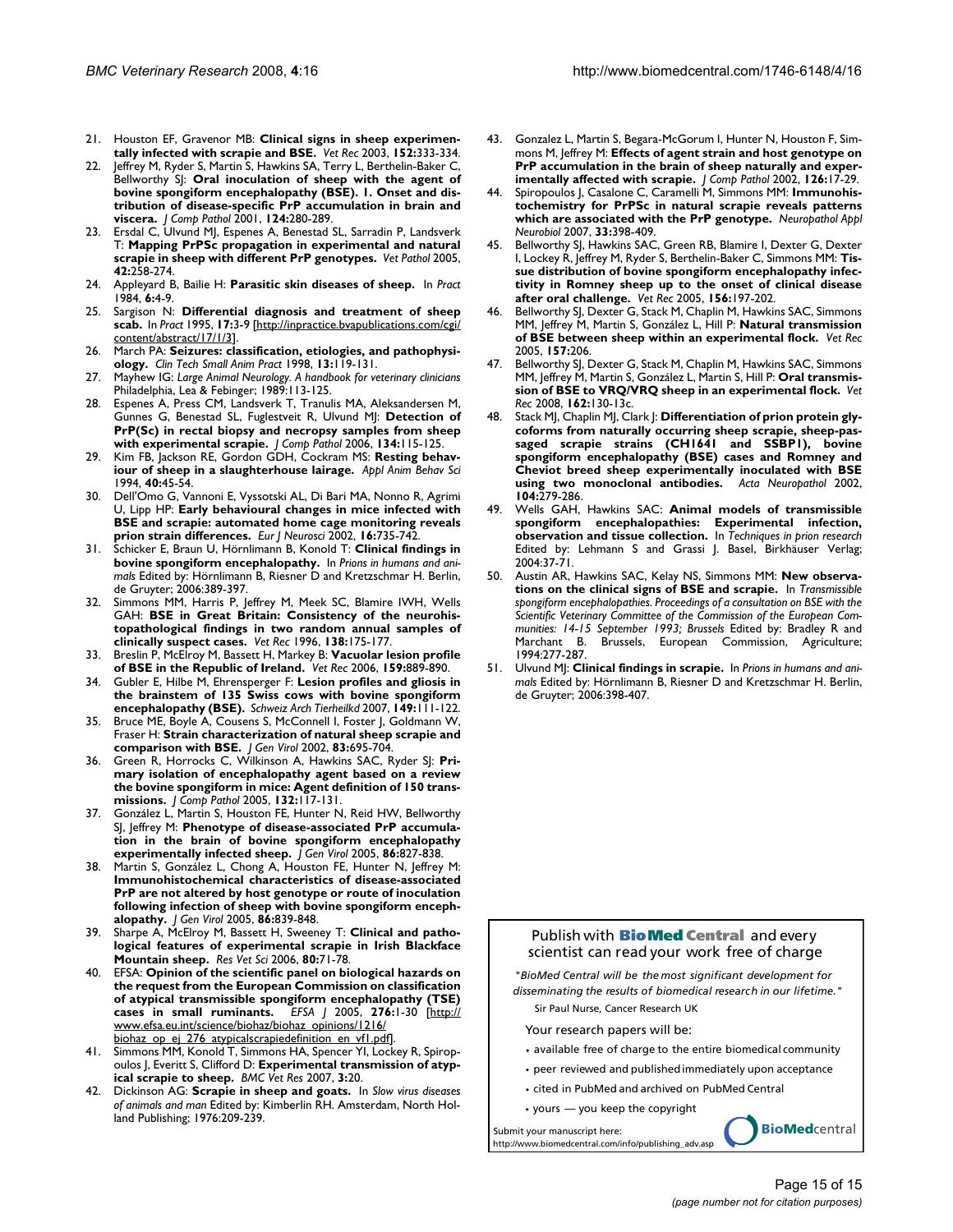21. Houston EF, Gravenor MB: **Clinical signs in sheep experimentally infected with scrapie and BSE.** *Vet Rec* 2003, **152:**333-334.
22. Jeffrey M, Ryder S, Martin S, Hawkins SA, Terry L, Berthelin-Baker C, Bellworthy SJ: **Oral inoculation of sheep with the agent of bovine spongiform encephalopathy (BSE). 1. Onset and distribution of disease-specific PrP accumulation in brain and viscera.** *J Comp Pathol* 2001, **124:**280-289.
23. Ersdal C, Ulvund MJ, Espenes A, Benestad SL, Sarradin P, Landsverk T: **Mapping PrPSc propagation in experimental and natural scrapie in sheep with different PrP genotypes.** *Vet Pathol* 2005, **42:**258-274.
24. Appleyard B, Bailie H: **Parasitic skin diseases of sheep.** *In Pract* 1984, **6:**4-9.
25. Sargison N: **Differential diagnosis and treatment of sheep scab.** *In Pract* 1995, **17:**3-9 [http://inpractice.bvapublications.com/cgi/content/abstract/17/1/3].
26. March PA: **Seizures: classification, etiologies, and pathophysiology.** *Clin Tech Small Anim Pract* 1998, **13:**119-131.
27. Mayhew IG: *Large Animal Neurology. A handbook for veterinary clinicians* Philadelphia, Lea & Febinger; 1989:113-125.
28. Espenes A, Press CM, Landsverk T, Tranulis MA, Aleksandersen M, Gunnes G, Benestad SL, Fuglestveit R, Ulvund MJ: **Detection of PrP(Sc) in rectal biopsy and necropsy samples from sheep with experimental scrapie.** *J Comp Pathol* 2006, **134:**115-125.
29. Kim FB, Jackson RE, Gordon GDH, Cockram MS: **Resting behaviour of sheep in a slaughterhouse lairage.** *Appl Anim Behav Sci* 1994, **40:**45-54.
30. Dell'Omo G, Vannoni E, Vyssotski AL, Di Bari MA, Nonno R, Agrimi U, Lipp HP: **Early behavioural changes in mice infected with BSE and scrapie: automated home cage monitoring reveals prion strain differences.** *Eur J Neurosci* 2002, **16:**735-742.
31. Schicker E, Braun U, Hörnlimann B, Konold T: **Clinical findings in bovine spongiform encephalopathy.** In *Prions in humans and animals* Edited by: Hörnlimann B, Riesner D and Kretzschmar H. Berlin, de Gruyter; 2006:389-397.
32. Simmons MM, Harris P, Jeffrey M, Meek SC, Blamire IWH, Wells GAH: **BSE in Great Britain: Consistency of the neurohistopathological findings in two random annual samples of clinically suspect cases.** *Vet Rec* 1996, **138:**175-177.
33. Breslin P, McElroy M, Bassett H, Markey B: **Vacuolar lesion profile of BSE in the Republic of Ireland.** *Vet Rec* 2006, **159:**889-890.
34. Gubler E, Hilbe M, Ehrensperger F: **Lesion profiles and gliosis in the brainstem of 135 Swiss cows with bovine spongiform encephalopathy (BSE).** *Schweiz Arch Tierheilkd* 2007, **149:**111-122.
35. Bruce ME, Boyle A, Cousens S, McConnell I, Foster J, Goldmann W, Fraser H: **Strain characterization of natural sheep scrapie and comparison with BSE.** *J Gen Virol* 2002, **83:**695-704.
36. Green R, Horrocks C, Wilkinson A, Hawkins SAC, Ryder SJ: **Primary isolation of encephalopathy agent based on a review the bovine spongiform in mice: Agent definition of 150 transmissions.** *J Comp Pathol* 2005, **132:**117-131.
37. González L, Martin S, Houston FE, Hunter N, Reid HW, Bellworthy SJ, Jeffrey M: **Phenotype of disease-associated PrP accumulation in the brain of bovine spongiform encephalopathy experimentally infected sheep.** *J Gen Virol* 2005, **86:**827-838.
38. Martin S, González L, Chong A, Houston FE, Hunter N, Jeffrey M: **Immunohistochemical characteristics of disease-associated PrP are not altered by host genotype or route of inoculation following infection of sheep with bovine spongiform encephalopathy.** *J Gen Virol* 2005, **86:**839-848.
39. Sharpe A, McElroy M, Bassett H, Sweeney T: **Clinical and pathological features of experimental scrapie in Irish Blackface Mountain sheep.** *Res Vet Sci* 2006, **80:**71-78.
40. EFSA: **Opinion of the scientific panel on biological hazards on the request from the European Commission on classification of atypical transmissible spongiform encephalopathy (TSE) cases in small ruminants.** *EFSA J* 2005, **276:**1-30 [http://www.efsa.eu.int/science/biohaz/biohaz_opinions/1216/biohaz_op_ej_276_atypicalscrapiedefinition_en_vf1.pdf].
41. Simmons MM, Konold T, Simmons HA, Spencer YI, Lockey R, Spiropoulos J, Everitt S, Clifford D: **Experimental transmission of atypical scrapie to sheep.** *BMC Vet Res* 2007, **3:**20.
42. Dickinson AG: **Scrapie in sheep and goats.** In *Slow virus diseases of animals and man* Edited by: Kimberlin RH. Amsterdam, North Holland Publishing; 1976:209-239.
43. Gonzalez L, Martin S, Begara-McGorum I, Hunter N, Houston F, Simmons M, Jeffrey M: **Effects of agent strain and host genotype on PrP accumulation in the brain of sheep naturally and experimentally affected with scrapie.** *J Comp Pathol* 2002, **126:**17-29.
44. Spiropoulos J, Casalone C, Caramelli M, Simmons MM: **Immunohistochemistry for PrPSc in natural scrapie reveals patterns which are associated with the PrP genotype.** *Neuropathol Appl Neurobiol* 2007, **33:**398-409.
45. Bellworthy SJ, Hawkins SAC, Green RB, Blamire I, Dexter G, Dexter I, Lockey R, Jeffrey M, Ryder S, Berthelin-Baker C, Simmons MM: **Tissue distribution of bovine spongiform encephalopathy infectivity in Romney sheep up to the onset of clinical disease after oral challenge.** *Vet Rec* 2005, **156:**197-202.
46. Bellworthy SJ, Dexter G, Stack M, Chaplin M, Hawkins SAC, Simmons MM, Jeffrey M, Martin S, González L, Hill P: **Natural transmission of BSE between sheep within an experimental flock.** *Vet Rec* 2005, **157:**206.
47. Bellworthy SJ, Dexter G, Stack M, Chaplin M, Hawkins SAC, Simmons MM, Jeffrey M, Martin S, González L, Martin S, Hill P: **Oral transmission of BSE to VRQ/VRQ sheep in an experimental flock.** *Vet Rec* 2008, **162:**130-13c.
48. Stack MJ, Chaplin MJ, Clark J: **Differentiation of prion protein glycoforms from naturally occurring sheep scrapie, sheep-passaged scrapie strains (CH1641 and SSBP1), bovine spongiform encephalopathy (BSE) cases and Romney and Cheviot breed sheep experimentally inoculated with BSE using two monoclonal antibodies.** *Acta Neuropathol* 2002, **104:**279-286.
49. Wells GAH, Hawkins SAC: **Animal models of transmissible spongiform encephalopathies: Experimental infection, observation and tissue collection.** In *Techniques in prion research* Edited by: Lehmann S and Grassi J. Basel, Birkhäuser Verlag; 2004:37-71.
50. Austin AR, Hawkins SAC, Kelay NS, Simmons MM: **New observations on the clinical signs of BSE and scrapie.** In *Transmissible spongiform encephalopathies. Proceedings of a consultation on BSE with the Scientific Veterinary Committee of the Commission of the European Communities: 14-15 September 1993; Brussels* Edited by: Bradley R and Marchant B. Brussels, European Commission, Agriculture; 1994:277-287.
51. Ulvund MJ: **Clinical findings in scrapie.** In *Prions in humans and animals* Edited by: Hörnlimann B, Riesner D and Kretzschmar H. Berlin, de Gruyter; 2006:398-407.

Publish with **BioMed Central** and every scientist can read your work free of charge

*"BioMed Central will be the most significant development for disseminating the results of biomedical research in our lifetime."*
Sir Paul Nurse, Cancer Research UK

Your research papers will be:

- available free of charge to the entire biomedical community
- peer reviewed and published immediately upon acceptance
- cited in PubMed and archived on PubMed Central
- yours — you keep the copyright

Submit your manuscript here:
http://www.biomedcentral.com/info/publishing_adv.asp

BioMedcentral